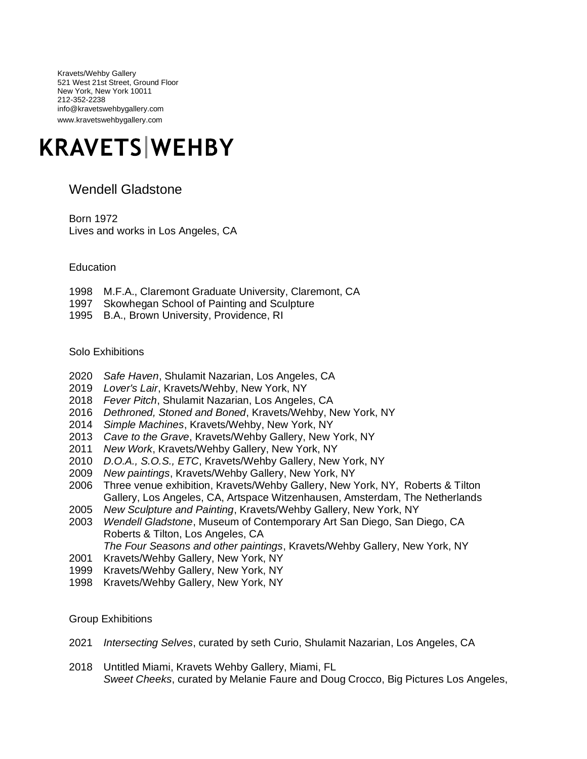Kravets/Wehby Gallery
521 West 21st Street, Ground Floor
New York, New York 10011
212-352-2238
info@kravetswehbygallery.com
www.kravetswehbygallery.com

# KRAVETS|WEHBY

## Wendell Gladstone

Born 1972
Lives and works in Los Angeles, CA

### Education

1998 M.F.A., Claremont Graduate University, Claremont, CA
1997 Skowhegan School of Painting and Sculpture
1995 B.A., Brown University, Providence, RI

### Solo Exhibitions

2020 *Safe Haven*, Shulamit Nazarian, Los Angeles, CA
2019 *Lover's Lair*, Kravets/Wehby, New York, NY
2018 *Fever Pitch*, Shulamit Nazarian, Los Angeles, CA
2016 *Dethroned, Stoned and Boned*, Kravets/Wehby, New York, NY
2014 *Simple Machines*, Kravets/Wehby, New York, NY
2013 *Cave to the Grave*, Kravets/Wehby Gallery, New York, NY
2011 *New Work*, Kravets/Wehby Gallery, New York, NY
2010 *D.O.A., S.O.S., ETC*, Kravets/Wehby Gallery, New York, NY
2009 *New paintings*, Kravets/Wehby Gallery, New York, NY
2006 Three venue exhibition, Kravets/Wehby Gallery, New York, NY, Roberts & Tilton Gallery, Los Angeles, CA, Artspace Witzenhausen, Amsterdam, The Netherlands
2005 *New Sculpture and Painting*, Kravets/Wehby Gallery, New York, NY
2003 *Wendell Gladstone*, Museum of Contemporary Art San Diego, San Diego, CA
Roberts & Tilton, Los Angeles, CA
*The Four Seasons and other paintings*, Kravets/Wehby Gallery, New York, NY
2001 Kravets/Wehby Gallery, New York, NY
1999 Kravets/Wehby Gallery, New York, NY
1998 Kravets/Wehby Gallery, New York, NY

### Group Exhibitions

2021 *Intersecting Selves*, curated by seth Curio, Shulamit Nazarian, Los Angeles, CA

2018 Untitled Miami, Kravets Wehby Gallery, Miami, FL
*Sweet Cheeks*, curated by Melanie Faure and Doug Crocco, Big Pictures Los Angeles,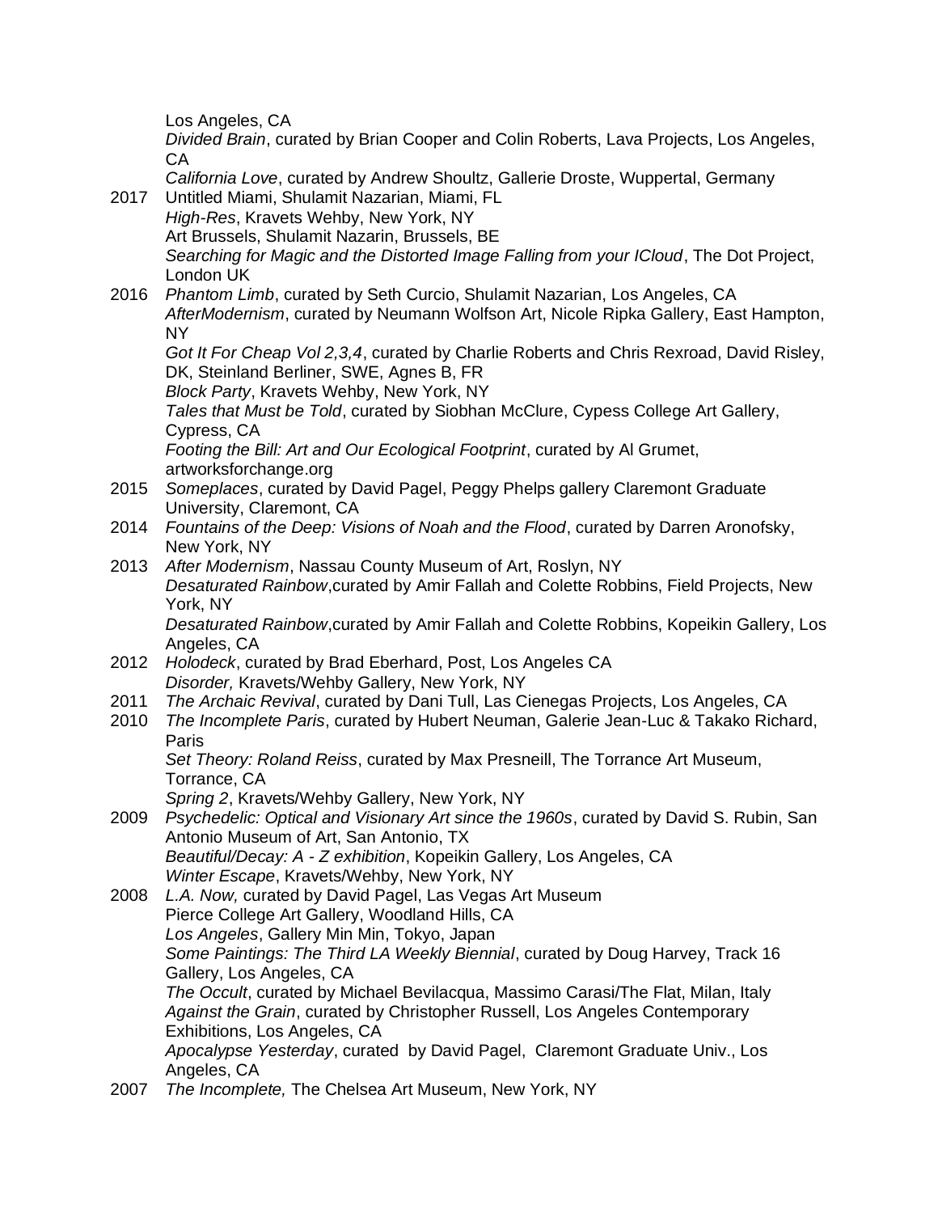Los Angeles, CA
*Divided Brain*, curated by Brian Cooper and Colin Roberts, Lava Projects, Los Angeles, CA
*California Love*, curated by Andrew Shoultz, Gallerie Droste, Wuppertal, Germany

2017 Untitled Miami, Shulamit Nazarian, Miami, FL
*High-Res*, Kravets Wehby, New York, NY
Art Brussels, Shulamit Nazarin, Brussels, BE
*Searching for Magic and the Distorted Image Falling from your ICloud*, The Dot Project, London UK

2016 *Phantom Limb*, curated by Seth Curcio, Shulamit Nazarian, Los Angeles, CA
*AfterModernism*, curated by Neumann Wolfson Art, Nicole Ripka Gallery, East Hampton, NY
*Got It For Cheap Vol 2,3,4*, curated by Charlie Roberts and Chris Rexroad, David Risley, DK, Steinland Berliner, SWE, Agnes B, FR
*Block Party*, Kravets Wehby, New York, NY
*Tales that Must be Told*, curated by Siobhan McClure, Cypess College Art Gallery, Cypress, CA
*Footing the Bill: Art and Our Ecological Footprint*, curated by Al Grumet, artworksforchange.org

2015 *Someplaces*, curated by David Pagel, Peggy Phelps gallery Claremont Graduate University, Claremont, CA

2014 *Fountains of the Deep: Visions of Noah and the Flood*, curated by Darren Aronofsky, New York, NY

2013 *After Modernism*, Nassau County Museum of Art, Roslyn, NY
*Desaturated Rainbow*,curated by Amir Fallah and Colette Robbins, Field Projects, New York, NY
*Desaturated Rainbow*,curated by Amir Fallah and Colette Robbins, Kopeikin Gallery, Los Angeles, CA

2012 *Holodeck*, curated by Brad Eberhard, Post, Los Angeles CA
*Disorder,* Kravets/Wehby Gallery, New York, NY

2011 *The Archaic Revival*, curated by Dani Tull, Las Cienegas Projects, Los Angeles, CA

2010 *The Incomplete Paris*, curated by Hubert Neuman, Galerie Jean-Luc & Takako Richard, Paris
*Set Theory: Roland Reiss*, curated by Max Presneill, The Torrance Art Museum, Torrance, CA
*Spring 2*, Kravets/Wehby Gallery, New York, NY

2009 *Psychedelic: Optical and Visionary Art since the 1960s*, curated by David S. Rubin, San Antonio Museum of Art, San Antonio, TX
*Beautiful/Decay: A - Z exhibition*, Kopeikin Gallery, Los Angeles, CA
*Winter Escape*, Kravets/Wehby, New York, NY

2008 *L.A. Now,* curated by David Pagel, Las Vegas Art Museum
Pierce College Art Gallery, Woodland Hills, CA
*Los Angeles*, Gallery Min Min, Tokyo, Japan
*Some Paintings: The Third LA Weekly Biennial*, curated by Doug Harvey, Track 16 Gallery, Los Angeles, CA
*The Occult*, curated by Michael Bevilacqua, Massimo Carasi/The Flat, Milan, Italy
*Against the Grain*, curated by Christopher Russell, Los Angeles Contemporary Exhibitions, Los Angeles, CA
*Apocalypse Yesterday*, curated by David Pagel, Claremont Graduate Univ., Los Angeles, CA

2007 *The Incomplete,* The Chelsea Art Museum, New York, NY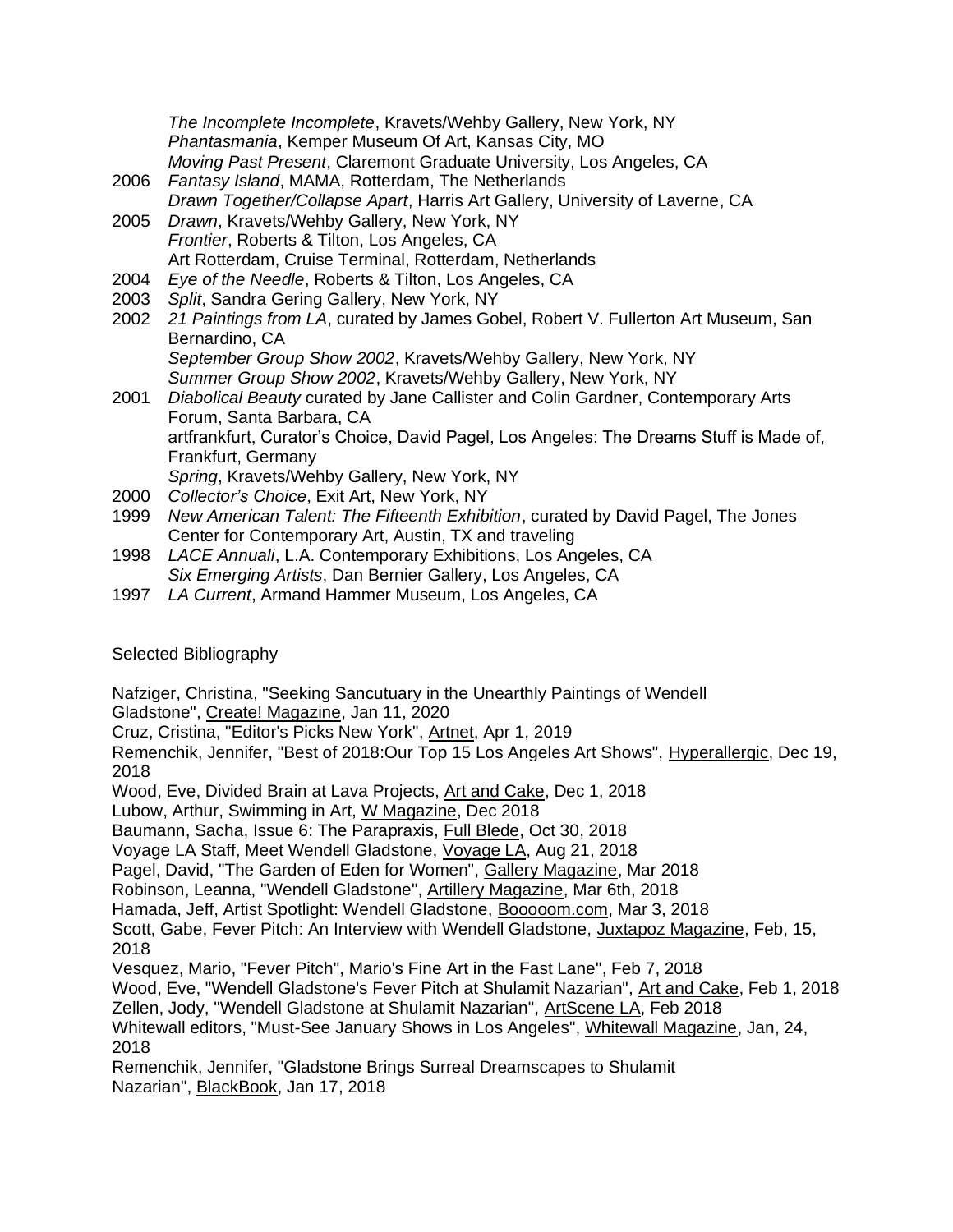*The Incomplete Incomplete*, Kravets/Wehby Gallery, New York, NY
*Phantasmania*, Kemper Museum Of Art, Kansas City, MO
*Moving Past Present*, Claremont Graduate University, Los Angeles, CA

2006 *Fantasy Island*, MAMA, Rotterdam, The Netherlands
*Drawn Together/Collapse Apart*, Harris Art Gallery, University of Laverne, CA

2005 *Drawn*, Kravets/Wehby Gallery, New York, NY
*Frontier*, Roberts & Tilton, Los Angeles, CA
Art Rotterdam, Cruise Terminal, Rotterdam, Netherlands

2004 *Eye of the Needle*, Roberts & Tilton, Los Angeles, CA

2003 *Split*, Sandra Gering Gallery, New York, NY

2002 *21 Paintings from LA*, curated by James Gobel, Robert V. Fullerton Art Museum, San Bernardino, CA
*September Group Show 2002*, Kravets/Wehby Gallery, New York, NY
*Summer Group Show 2002*, Kravets/Wehby Gallery, New York, NY

2001 *Diabolical Beauty* curated by Jane Callister and Colin Gardner, Contemporary Arts Forum, Santa Barbara, CA
artfrankfurt, Curator's Choice, David Pagel, Los Angeles: The Dreams Stuff is Made of, Frankfurt, Germany
*Spring*, Kravets/Wehby Gallery, New York, NY

2000 *Collector's Choice*, Exit Art, New York, NY

1999 *New American Talent: The Fifteenth Exhibition*, curated by David Pagel, The Jones Center for Contemporary Art, Austin, TX and traveling

1998 *LACE Annuali*, L.A. Contemporary Exhibitions, Los Angeles, CA
*Six Emerging Artists*, Dan Bernier Gallery, Los Angeles, CA

1997 *LA Current*, Armand Hammer Museum, Los Angeles, CA

Selected Bibliography

Nafziger, Christina, "Seeking Sancutuary in the Unearthly Paintings of Wendell Gladstone", Create! Magazine, Jan 11, 2020

Cruz, Cristina, "Editor's Picks New York", Artnet, Apr 1, 2019

Remenchik, Jennifer, "Best of 2018:Our Top 15 Los Angeles Art Shows", Hyperallergic, Dec 19, 2018

Wood, Eve, Divided Brain at Lava Projects, Art and Cake, Dec 1, 2018

Lubow, Arthur, Swimming in Art, W Magazine, Dec 2018

Baumann, Sacha, Issue 6: The Parapraxis, Full Blede, Oct 30, 2018

Voyage LA Staff, Meet Wendell Gladstone, Voyage LA, Aug 21, 2018

Pagel, David, "The Garden of Eden for Women", Gallery Magazine, Mar 2018

Robinson, Leanna, "Wendell Gladstone", Artillery Magazine, Mar 6th, 2018

Hamada, Jeff, Artist Spotlight: Wendell Gladstone, Booooom.com, Mar 3, 2018

Scott, Gabe, Fever Pitch: An Interview with Wendell Gladstone, Juxtapoz Magazine, Feb, 15, 2018

Vesquez, Mario, "Fever Pitch", Mario's Fine Art in the Fast Lane", Feb 7, 2018

Wood, Eve, "Wendell Gladstone's Fever Pitch at Shulamit Nazarian", Art and Cake, Feb 1, 2018

Zellen, Jody, "Wendell Gladstone at Shulamit Nazarian", ArtScene LA, Feb 2018

Whitewall editors, "Must-See January Shows in Los Angeles", Whitewall Magazine, Jan, 24, 2018

Remenchik, Jennifer, "Gladstone Brings Surreal Dreamscapes to Shulamit Nazarian", BlackBook, Jan 17, 2018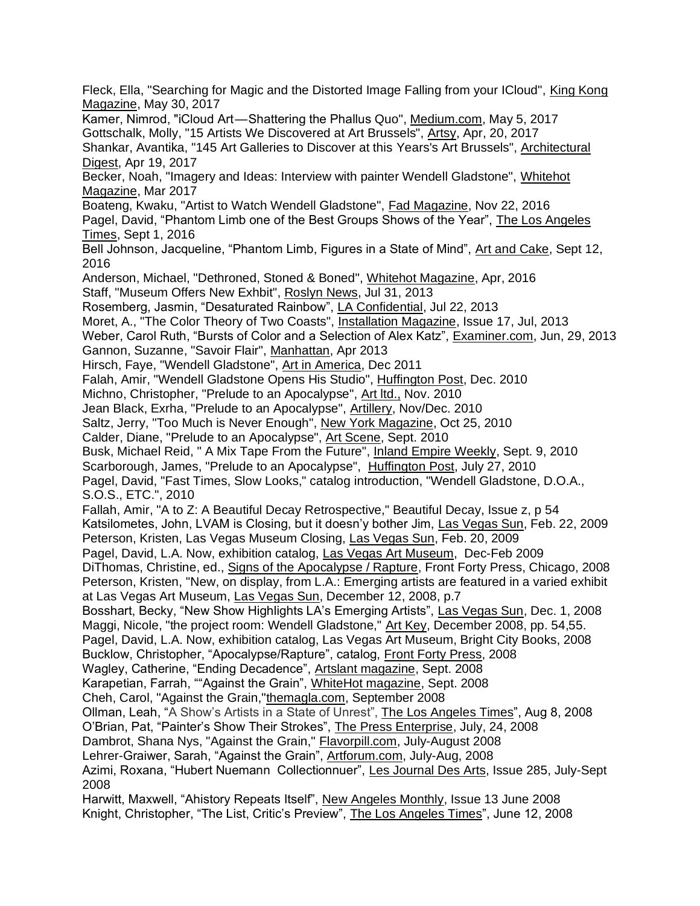Fleck, Ella, "Searching for Magic and the Distorted Image Falling from your ICloud", King Kong Magazine, May 30, 2017
Kamer, Nimrod, "iCloud Art—Shattering the Phallus Quo", Medium.com, May 5, 2017
Gottschalk, Molly, "15 Artists We Discovered at Art Brussels", Artsy, Apr, 20, 2017
Shankar, Avantika, "145 Art Galleries to Discover at this Years's Art Brussels", Architectural Digest, Apr 19, 2017
Becker, Noah, "Imagery and Ideas: Interview with painter Wendell Gladstone", Whitehot Magazine, Mar 2017
Boateng, Kwaku, "Artist to Watch Wendell Gladstone", Fad Magazine, Nov 22, 2016
Pagel, David, "Phantom Limb one of the Best Groups Shows of the Year", The Los Angeles Times, Sept 1, 2016
Bell Johnson, Jacqueline, "Phantom Limb, Figures in a State of Mind", Art and Cake, Sept 12, 2016
Anderson, Michael, "Dethroned, Stoned & Boned", Whitehot Magazine, Apr, 2016
Staff, "Museum Offers New Exhbit", Roslyn News, Jul 31, 2013
Rosemberg, Jasmin, "Desaturated Rainbow", LA Confidential, Jul 22, 2013
Moret, A., "The Color Theory of Two Coasts", Installation Magazine, Issue 17, Jul, 2013
Weber, Carol Ruth, "Bursts of Color and a Selection of Alex Katz", Examiner.com, Jun, 29, 2013
Gannon, Suzanne, "Savoir Flair", Manhattan, Apr 2013
Hirsch, Faye, "Wendell Gladstone", Art in America, Dec 2011
Falah, Amir, "Wendell Gladstone Opens His Studio", Huffington Post, Dec. 2010
Michno, Christopher, "Prelude to an Apocalypse", Art ltd., Nov. 2010
Jean Black, Exrha, "Prelude to an Apocalypse", Artillery, Nov/Dec. 2010
Saltz, Jerry, "Too Much is Never Enough", New York Magazine, Oct 25, 2010
Calder, Diane, "Prelude to an Apocalypse", Art Scene, Sept. 2010
Busk, Michael Reid, " A Mix Tape From the Future", Inland Empire Weekly, Sept. 9, 2010
Scarborough, James, "Prelude to an Apocalypse", Huffington Post, July 27, 2010
Pagel, David, "Fast Times, Slow Looks," catalog introduction, "Wendell Gladstone, D.O.A., S.O.S., ETC.", 2010
Fallah, Amir, "A to Z: A Beautiful Decay Retrospective," Beautiful Decay, Issue z, p 54
Katsilometes, John, LVAM is Closing, but it doesn'y bother Jim, Las Vegas Sun, Feb. 22, 2009
Peterson, Kristen, Las Vegas Museum Closing, Las Vegas Sun, Feb. 20, 2009
Pagel, David, L.A. Now, exhibition catalog, Las Vegas Art Museum, Dec-Feb 2009
DiThomas, Christine, ed., Signs of the Apocalypse / Rapture, Front Forty Press, Chicago, 2008
Peterson, Kristen, "New, on display, from L.A.: Emerging artists are featured in a varied exhibit at Las Vegas Art Museum, Las Vegas Sun, December 12, 2008, p.7
Bosshart, Becky, "New Show Highlights LA's Emerging Artists", Las Vegas Sun, Dec. 1, 2008
Maggi, Nicole, "the project room: Wendell Gladstone," Art Key, December 2008, pp. 54,55.
Pagel, David, L.A. Now, exhibition catalog, Las Vegas Art Museum, Bright City Books, 2008
Bucklow, Christopher, "Apocalypse/Rapture", catalog, Front Forty Press, 2008
Wagley, Catherine, "Ending Decadence", Artslant magazine, Sept. 2008
Karapetian, Farrah, ""Against the Grain", WhiteHot magazine, Sept. 2008
Cheh, Carol, "Against the Grain,"themagla.com, September 2008
Ollman, Leah, "A Show's Artists in a State of Unrest", The Los Angeles Times", Aug 8, 2008
O'Brian, Pat, "Painter's Show Their Strokes", The Press Enterprise, July, 24, 2008
Dambrot, Shana Nys, "Against the Grain," Flavorpill.com, July-August 2008
Lehrer-Graiwer, Sarah, "Against the Grain", Artforum.com, July-Aug, 2008
Azimi, Roxana, "Hubert Nuemann Collectionnuer", Les Journal Des Arts, Issue 285, July-Sept 2008
Harwitt, Maxwell, "Ahistory Repeats Itself", New Angeles Monthly, Issue 13 June 2008
Knight, Christopher, "The List, Critic's Preview", The Los Angeles Times", June 12, 2008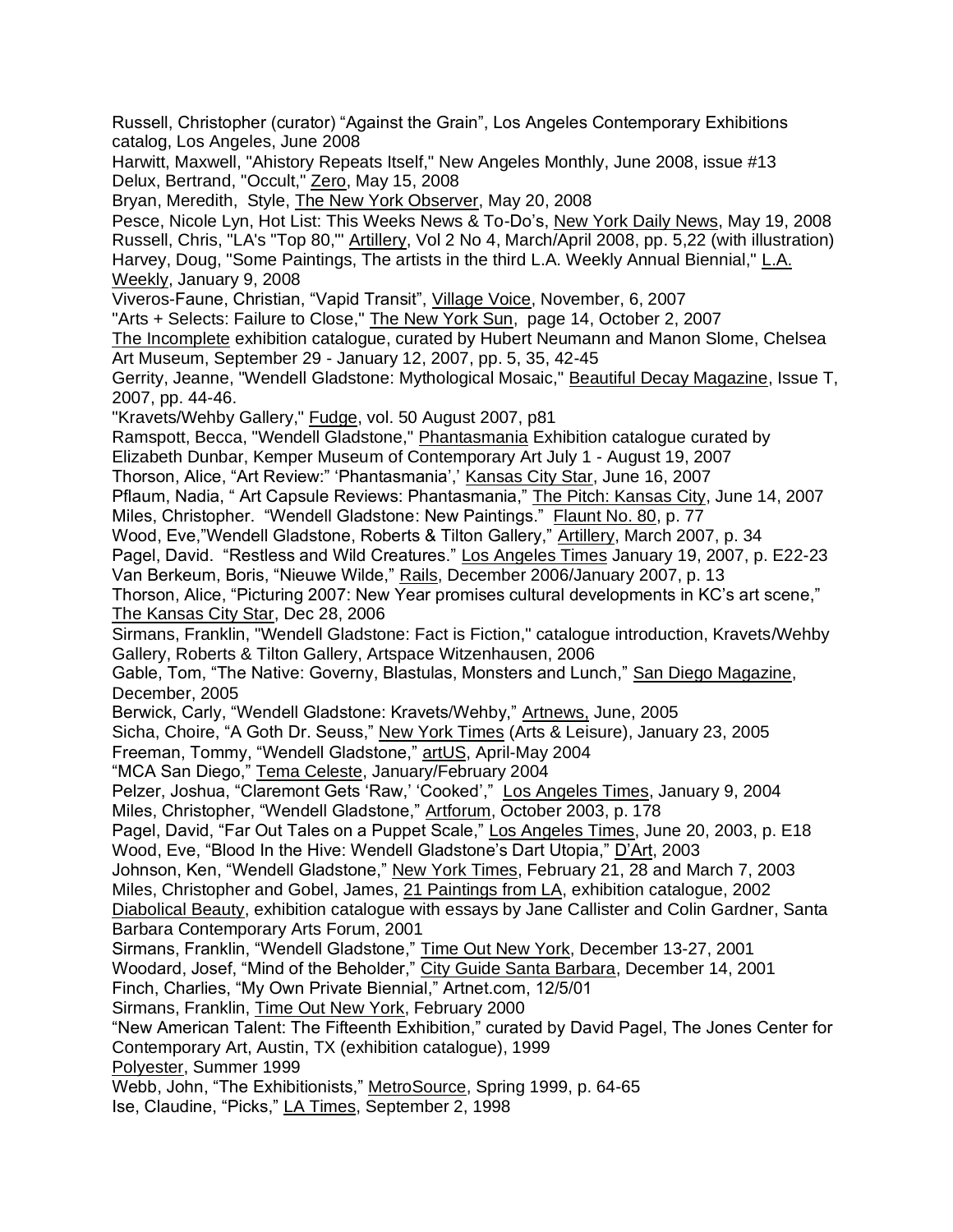Russell, Christopher (curator) “Against the Grain”, Los Angeles Contemporary Exhibitions catalog, Los Angeles, June 2008

Harwitt, Maxwell, "Ahistory Repeats Itself," New Angeles Monthly, June 2008, issue #13

Delux, Bertrand, "Occult," Zero, May 15, 2008

Bryan, Meredith, Style, The New York Observer, May 20, 2008

Pesce, Nicole Lyn, Hot List: This Weeks News & To-Do’s, New York Daily News, May 19, 2008

Russell, Chris, "LA's "Top 80,"' Artillery, Vol 2 No 4, March/April 2008, pp. 5,22 (with illustration)

Harvey, Doug, "Some Paintings, The artists in the third L.A. Weekly Annual Biennial," L.A. Weekly, January 9, 2008

Viveros-Faune, Christian, “Vapid Transit”, Village Voice, November, 6, 2007

"Arts + Selects: Failure to Close," The New York Sun, page 14, October 2, 2007

The Incomplete exhibition catalogue, curated by Hubert Neumann and Manon Slome, Chelsea Art Museum, September 29 - January 12, 2007, pp. 5, 35, 42-45

Gerrity, Jeanne, "Wendell Gladstone: Mythological Mosaic," Beautiful Decay Magazine, Issue T, 2007, pp. 44-46.

"Kravets/Wehby Gallery," Fudge, vol. 50 August 2007, p81

Ramspott, Becca, "Wendell Gladstone," Phantasmania Exhibition catalogue curated by Elizabeth Dunbar, Kemper Museum of Contemporary Art July 1 - August 19, 2007

Thorson, Alice, “Art Review:” ‘Phantasmania’,’ Kansas City Star, June 16, 2007

Pflaum, Nadia, “ Art Capsule Reviews: Phantasmania,” The Pitch: Kansas City, June 14, 2007

Miles, Christopher. “Wendell Gladstone: New Paintings.” Flaunt No. 80, p. 77

Wood, Eve,”Wendell Gladstone, Roberts & Tilton Gallery,” Artillery, March 2007, p. 34

Pagel, David. “Restless and Wild Creatures.” Los Angeles Times January 19, 2007, p. E22-23

Van Berkeum, Boris, “Nieuwe Wilde,” Rails, December 2006/January 2007, p. 13

Thorson, Alice, “Picturing 2007: New Year promises cultural developments in KC’s art scene,” The Kansas City Star, Dec 28, 2006

Sirmans, Franklin, "Wendell Gladstone: Fact is Fiction," catalogue introduction, Kravets/Wehby Gallery, Roberts & Tilton Gallery, Artspace Witzenhausen, 2006

Gable, Tom, “The Native: Governy, Blastulas, Monsters and Lunch,” San Diego Magazine, December, 2005

Berwick, Carly, “Wendell Gladstone: Kravets/Wehby,” Artnews, June, 2005

Sicha, Choire, “A Goth Dr. Seuss,” New York Times (Arts & Leisure), January 23, 2005

Freeman, Tommy, “Wendell Gladstone,” artUS, April-May 2004

“MCA San Diego,” Tema Celeste, January/February 2004

Pelzer, Joshua, “Claremont Gets ‘Raw,’ ‘Cooked’,” Los Angeles Times, January 9, 2004

Miles, Christopher, “Wendell Gladstone,” Artforum, October 2003, p. 178

Pagel, David, “Far Out Tales on a Puppet Scale,” Los Angeles Times, June 20, 2003, p. E18

Wood, Eve, “Blood In the Hive: Wendell Gladstone’s Dart Utopia,” D’Art, 2003

Johnson, Ken, “Wendell Gladstone,” New York Times, February 21, 28 and March 7, 2003

Miles, Christopher and Gobel, James, 21 Paintings from LA, exhibition catalogue, 2002

Diabolical Beauty, exhibition catalogue with essays by Jane Callister and Colin Gardner, Santa Barbara Contemporary Arts Forum, 2001

Sirmans, Franklin, “Wendell Gladstone,” Time Out New York, December 13-27, 2001

Woodard, Josef, “Mind of the Beholder,” City Guide Santa Barbara, December 14, 2001

Finch, Charlies, “My Own Private Biennial,” Artnet.com, 12/5/01

Sirmans, Franklin, Time Out New York, February 2000

“New American Talent: The Fifteenth Exhibition,” curated by David Pagel, The Jones Center for Contemporary Art, Austin, TX (exhibition catalogue), 1999

Polyester, Summer 1999

Webb, John, “The Exhibitionists,” MetroSource, Spring 1999, p. 64-65

Ise, Claudine, “Picks,” LA Times, September 2, 1998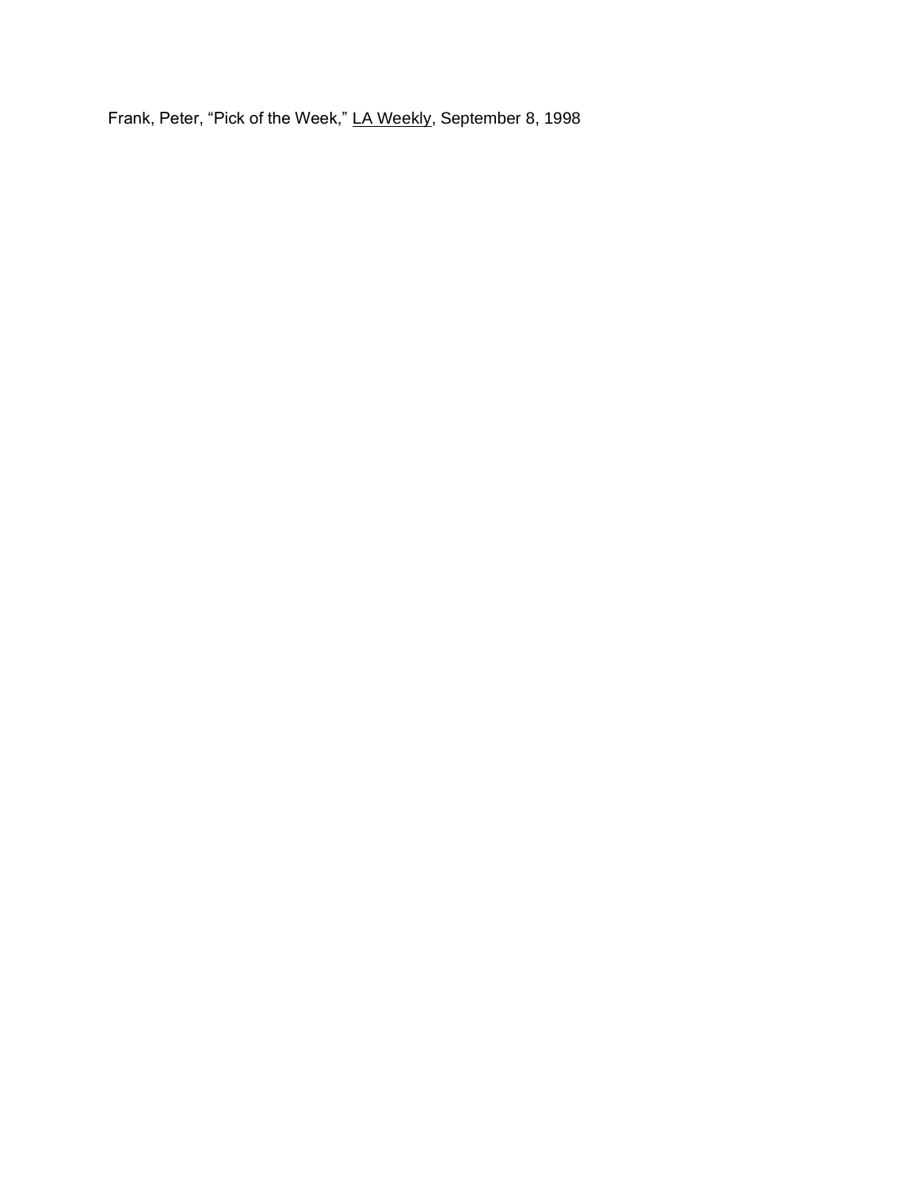Frank, Peter, “Pick of the Week,” <u>LA Weekly</u>, September 8, 1998